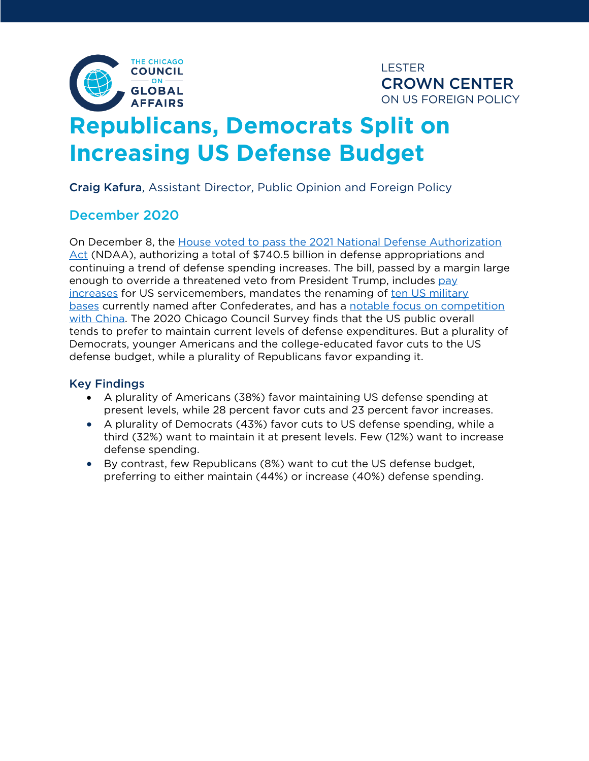THE CHICAGO COUNCIL ON GLOBAL AFFAIRS

LESTER CROWN CENTER ON US FOREIGN POLICY

# Republicans, Democrats Split on Increasing US Defense Budget

**Craig Kafura**, Assistant Director, Public Opinion and Foreign Policy

## December 2020

On December 8, the House voted to pass the 2021 National Defense Authorization Act (NDAA), authorizing a total of $740.5 billion in defense appropriations and continuing a trend of defense spending increases. The bill, passed by a margin large enough to override a threatened veto from President Trump, includes pay increases for US servicemembers, mandates the renaming of ten US military bases currently named after Confederates, and has a notable focus on competition with China. The 2020 Chicago Council Survey finds that the US public overall tends to prefer to maintain current levels of defense expenditures. But a plurality of Democrats, younger Americans and the college-educated favor cuts to the US defense budget, while a plurality of Republicans favor expanding it.

### Key Findings

- A plurality of Americans (38%) favor maintaining US defense spending at present levels, while 28 percent favor cuts and 23 percent favor increases.
- A plurality of Democrats (43%) favor cuts to US defense spending, while a third (32%) want to maintain it at present levels. Few (12%) want to increase defense spending.
- By contrast, few Republicans (8%) want to cut the US defense budget, preferring to either maintain (44%) or increase (40%) defense spending.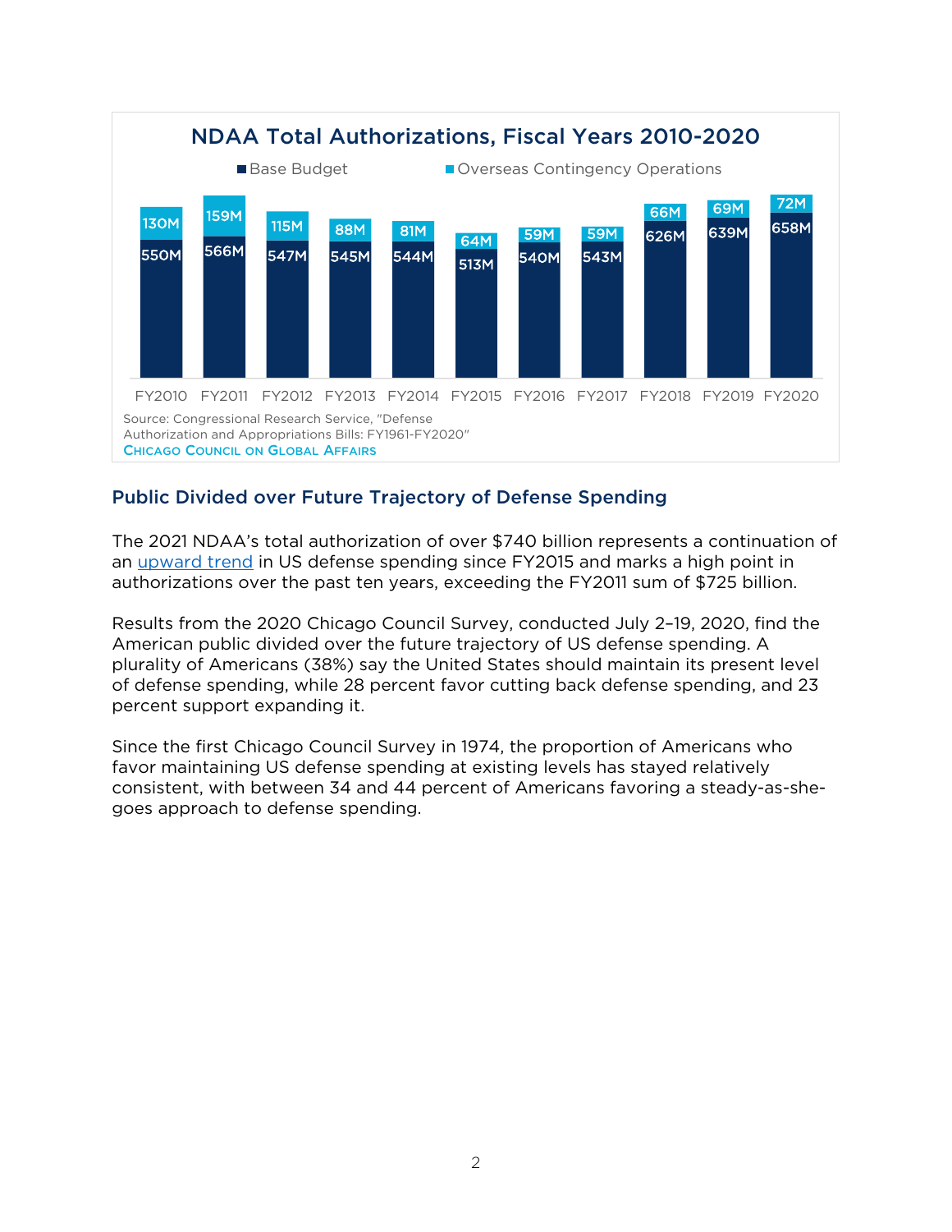## NDAA Total Authorizations, Fiscal Years 2010-2020

| | Base Budget | Overseas Contingency Operations |
|---|---|---|
| FY2010 | 550M | 130M |
| FY2011 | 566M | 159M |
| FY2012 | 547M | 115M |
| FY2013 | 545M | 88M |
| FY2014 | 544M | 81M |
| FY2015 | 513M | 64M |
| FY2016 | 540M | 59M |
| FY2017 | 543M | 59M |
| FY2018 | 626M | 66M |
| FY2019 | 639M | 69M |
| FY2020 | 658M | 72M |

Source: Congressional Research Service, "Defense Authorization and Appropriations Bills: FY1961-FY2020"
CHICAGO COUNCIL ON GLOBAL AFFAIRS

### Public Divided over Future Trajectory of Defense Spending

The 2021 NDAA's total authorization of over $740 billion represents a continuation of an upward trend in US defense spending since FY2015 and marks a high point in authorizations over the past ten years, exceeding the FY2011 sum of $725 billion.

Results from the 2020 Chicago Council Survey, conducted July 2–19, 2020, find the American public divided over the future trajectory of US defense spending. A plurality of Americans (38%) say the United States should maintain its present level of defense spending, while 28 percent favor cutting back defense spending, and 23 percent support expanding it.

Since the first Chicago Council Survey in 1974, the proportion of Americans who favor maintaining US defense spending at existing levels has stayed relatively consistent, with between 34 and 44 percent of Americans favoring a steady-as-she-goes approach to defense spending.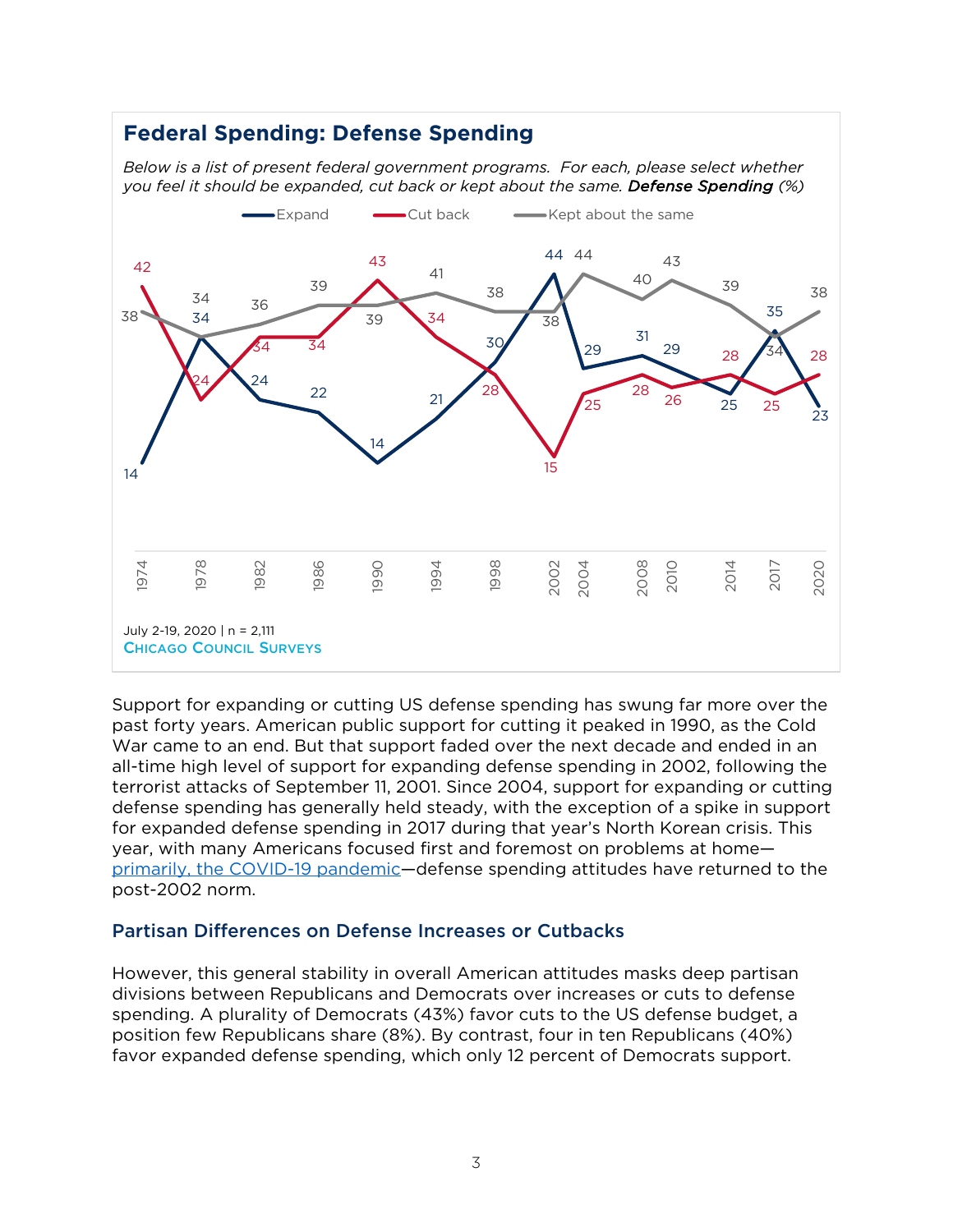## Federal Spending: Defense Spending

*Below is a list of present federal government programs. For each, please select whether you feel it should be expanded, cut back or kept about the same.* ***Defense Spending*** *(%)*

| Year | Expand | Cut back | Kept about the same |
|---|---|---|---|
| 1974 | 14 | 42 | 38 |
| 1978 | 34 | 24 | 34 |
| 1982 | 24 | 34 | 36 |
| 1986 | 22 | 34 | 39 |
| 1990 | 14 | 43 | 39 |
| 1994 | 21 | 34 | 41 |
| 1998 | 30 | 28 | 38 |
| 2002 | 44 | 15 | 38 |
| 2004 | 29 | 25 | 44 |
| 2008 | 31 | 28 | 40 |
| 2010 | 29 | 26 | 43 |
| 2014 | 25 | 28 | 39 |
| 2017 | 35 | 25 | 34 |
| 2020 | 23 | 28 | 38 |

July 2-19, 2020 | n = 2,111
CHICAGO COUNCIL SURVEYS

Support for expanding or cutting US defense spending has swung far more over the past forty years. American public support for cutting it peaked in 1990, as the Cold War came to an end. But that support faded over the next decade and ended in an all-time high level of support for expanding defense spending in 2002, following the terrorist attacks of September 11, 2001. Since 2004, support for expanding or cutting defense spending has generally held steady, with the exception of a spike in support for expanded defense spending in 2017 during that year's North Korean crisis. This year, with many Americans focused first and foremost on problems at home—primarily, the COVID-19 pandemic—defense spending attitudes have returned to the post-2002 norm.

### Partisan Differences on Defense Increases or Cutbacks

However, this general stability in overall American attitudes masks deep partisan divisions between Republicans and Democrats over increases or cuts to defense spending. A plurality of Democrats (43%) favor cuts to the US defense budget, a position few Republicans share (8%). By contrast, four in ten Republicans (40%) favor expanded defense spending, which only 12 percent of Democrats support.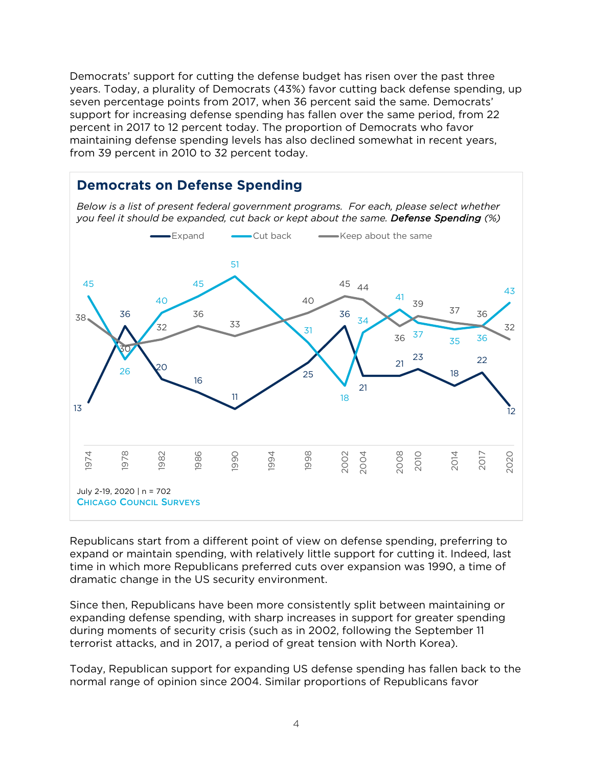Democrats' support for cutting the defense budget has risen over the past three years. Today, a plurality of Democrats (43%) favor cutting back defense spending, up seven percentage points from 2017, when 36 percent said the same. Democrats' support for increasing defense spending has fallen over the same period, from 22 percent in 2017 to 12 percent today. The proportion of Democrats who favor maintaining defense spending levels has also declined somewhat in recent years, from 39 percent in 2010 to 32 percent today.

## Democrats on Defense Spending

*Below is a list of present federal government programs. For each, please select whether you feel it should be expanded, cut back or kept about the same.* ***Defense Spending*** *(%)*

| Year | Expand | Cut back | Keep about the same |
|---|---|---|---|
| 1974 | 13 | 45 | 38 |
| 1978 | 36 | 26 | 30 |
| 1982 | 20 | 40 | 32 |
| 1986 | 16 | 45 | 36 |
| 1990 | 11 | 51 | 33 |
| 1998 | 25 | 31 | 40 |
| 2002 | 36 | 18 | 45 |
| 2004 | 21 | 34 | 44 |
| 2008 | 21 | 41 | 36 |
| 2010 | 23 | 37 | 39 |
| 2014 | 18 | 35 | 37 |
| 2017 | 22 | 36 | 36 |
| 2020 | 12 | 43 | 32 |

July 2-19, 2020 | n = 702
CHICAGO COUNCIL SURVEYS

Republicans start from a different point of view on defense spending, preferring to expand or maintain spending, with relatively little support for cutting it. Indeed, last time in which more Republicans preferred cuts over expansion was 1990, a time of dramatic change in the US security environment.

Since then, Republicans have been more consistently split between maintaining or expanding defense spending, with sharp increases in support for greater spending during moments of security crisis (such as in 2002, following the September 11 terrorist attacks, and in 2017, a period of great tension with North Korea).

Today, Republican support for expanding US defense spending has fallen back to the normal range of opinion since 2004. Similar proportions of Republicans favor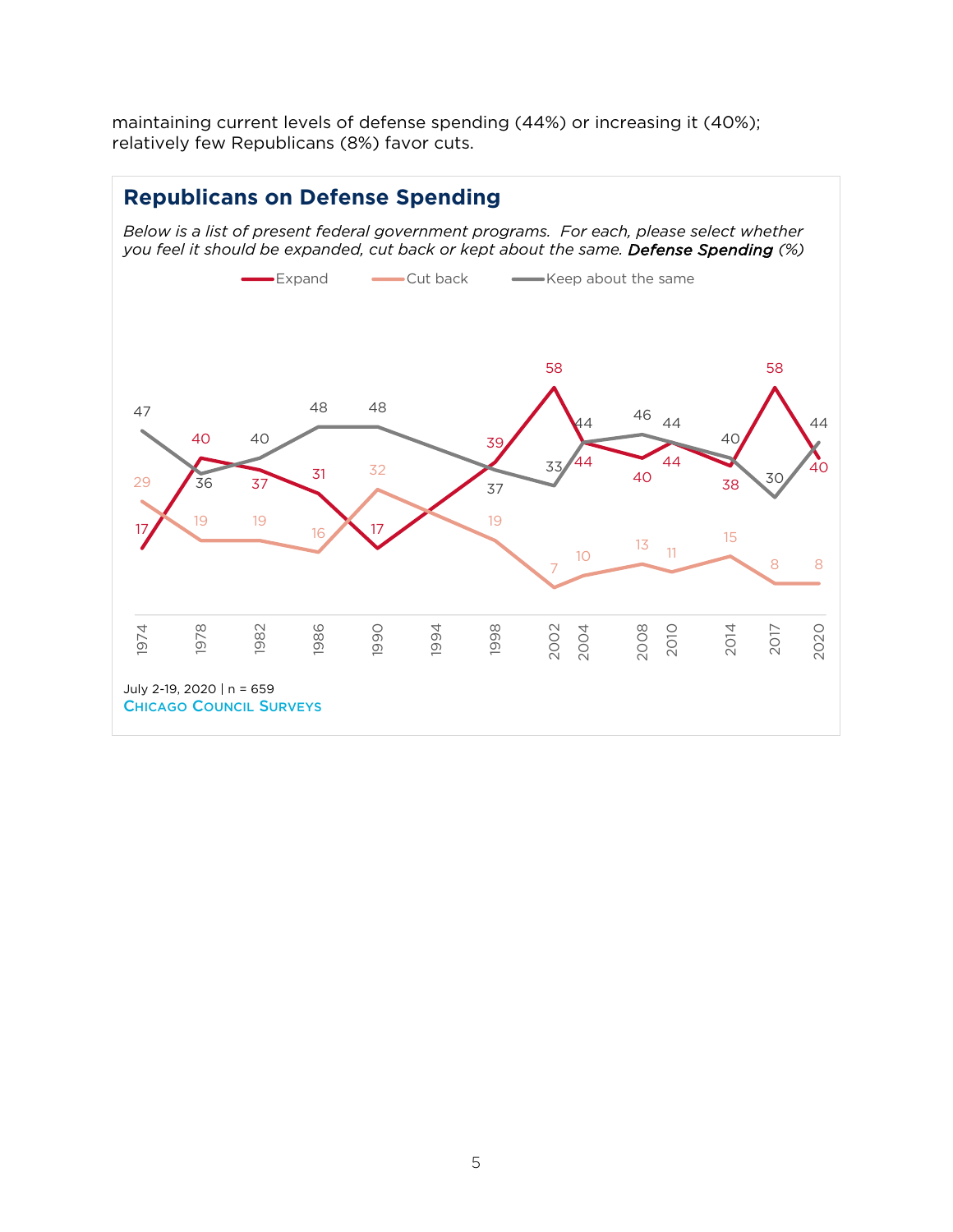maintaining current levels of defense spending (44%) or increasing it (40%); relatively few Republicans (8%) favor cuts.

## Republicans on Defense Spending

*Below is a list of present federal government programs. For each, please select whether you feel it should be expanded, cut back or kept about the same.* ***Defense Spending*** *(%)*

| Year | Expand | Cut back | Keep about the same |
|---|---|---|---|
| 1974 | 17 | 29 | 47 |
| 1978 | 40 | 19 | 36 |
| 1982 | 37 | 19 | 40 |
| 1986 | 31 | 16 | 48 |
| 1990 | 17 | 32 | 48 |
| 1994 | | | |
| 1998 | 39 | 19 | 37 |
| 2002 | 58 | 7 | 33 |
| 2004 | 44 | 10 | 44 |
| 2008 | 40 | 13 | 46 |
| 2010 | 44 | 11 | 44 |
| 2014 | 38 | 15 | 40 |
| 2017 | 58 | 8 | 30 |
| 2020 | 40 | 8 | 44 |

July 2-19, 2020 | n = 659

CHICAGO COUNCIL SURVEYS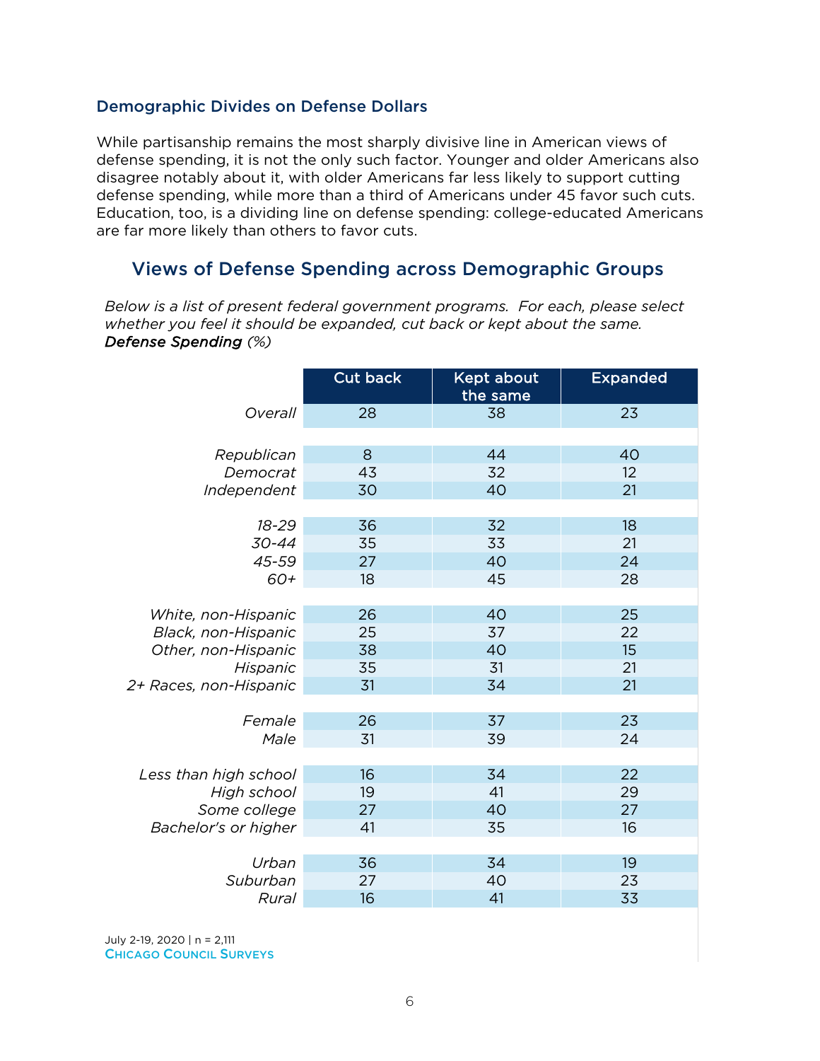### Demographic Divides on Defense Dollars

While partisanship remains the most sharply divisive line in American views of defense spending, it is not the only such factor. Younger and older Americans also disagree notably about it, with older Americans far less likely to support cutting defense spending, while more than a third of Americans under 45 favor such cuts. Education, too, is a dividing line on defense spending: college-educated Americans are far more likely than others to favor cuts.

## Views of Defense Spending across Demographic Groups

*Below is a list of present federal government programs. For each, please select whether you feel it should be expanded, cut back or kept about the same.*
***Defense Spending*** *(%)*

| | Cut back | Kept about the same | Expanded |
|---|---|---|---|
| *Overall* | 28 | 38 | 23 |
| | | | |
| *Republican* | 8 | 44 | 40 |
| *Democrat* | 43 | 32 | 12 |
| *Independent* | 30 | 40 | 21 |
| | | | |
| *18-29* | 36 | 32 | 18 |
| *30-44* | 35 | 33 | 21 |
| *45-59* | 27 | 40 | 24 |
| *60+* | 18 | 45 | 28 |
| | | | |
| *White, non-Hispanic* | 26 | 40 | 25 |
| *Black, non-Hispanic* | 25 | 37 | 22 |
| *Other, non-Hispanic* | 38 | 40 | 15 |
| *Hispanic* | 35 | 31 | 21 |
| *2+ Races, non-Hispanic* | 31 | 34 | 21 |
| | | | |
| *Female* | 26 | 37 | 23 |
| *Male* | 31 | 39 | 24 |
| | | | |
| *Less than high school* | 16 | 34 | 22 |
| *High school* | 19 | 41 | 29 |
| *Some college* | 27 | 40 | 27 |
| *Bachelor's or higher* | 41 | 35 | 16 |
| | | | |
| *Urban* | 36 | 34 | 19 |
| *Suburban* | 27 | 40 | 23 |
| *Rural* | 16 | 41 | 33 |

July 2-19, 2020 | n = 2,111
CHICAGO COUNCIL SURVEYS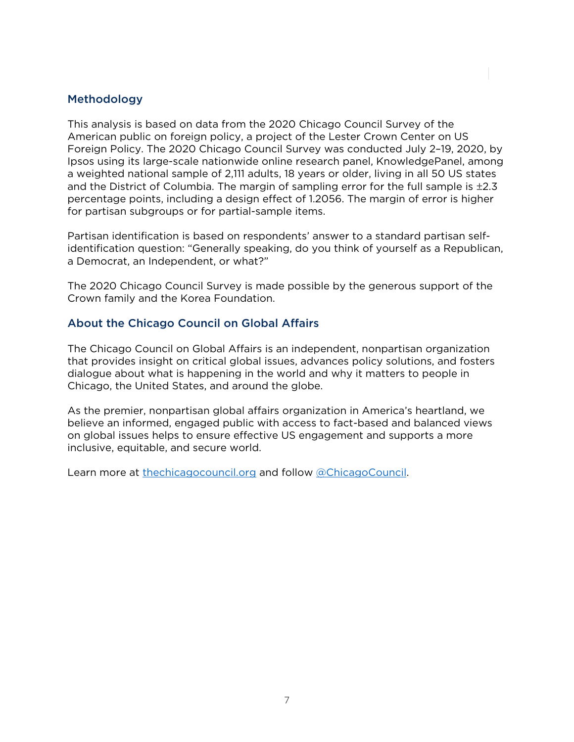## Methodology

This analysis is based on data from the 2020 Chicago Council Survey of the American public on foreign policy, a project of the Lester Crown Center on US Foreign Policy. The 2020 Chicago Council Survey was conducted July 2–19, 2020, by Ipsos using its large-scale nationwide online research panel, KnowledgePanel, among a weighted national sample of 2,111 adults, 18 years or older, living in all 50 US states and the District of Columbia. The margin of sampling error for the full sample is ±2.3 percentage points, including a design effect of 1.2056. The margin of error is higher for partisan subgroups or for partial-sample items.

Partisan identification is based on respondents' answer to a standard partisan self-identification question: "Generally speaking, do you think of yourself as a Republican, a Democrat, an Independent, or what?"

The 2020 Chicago Council Survey is made possible by the generous support of the Crown family and the Korea Foundation.

## About the Chicago Council on Global Affairs

The Chicago Council on Global Affairs is an independent, nonpartisan organization that provides insight on critical global issues, advances policy solutions, and fosters dialogue about what is happening in the world and why it matters to people in Chicago, the United States, and around the globe.

As the premier, nonpartisan global affairs organization in America's heartland, we believe an informed, engaged public with access to fact-based and balanced views on global issues helps to ensure effective US engagement and supports a more inclusive, equitable, and secure world.

Learn more at [thechicagocouncil.org](thechicagocouncil.org) and follow [@ChicagoCouncil](@ChicagoCouncil).